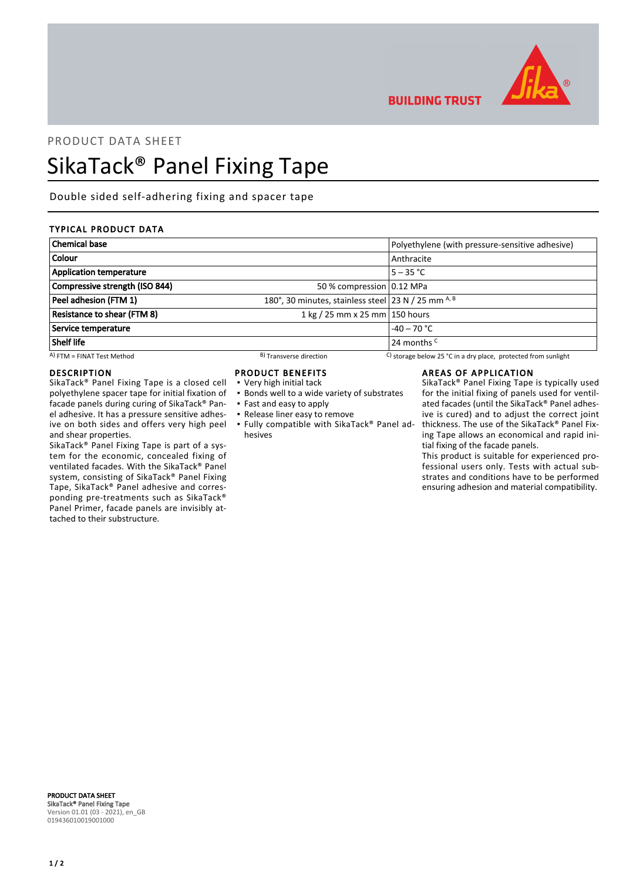PRODUCT DATA SHEET

# SikaTack® Panel Fixing Tape

Double sided self-adhering fixing and spacer tape

## TYPICAL PRODUCT DATA

| | | |
|---|---|---|
| **Chemical base** | | Polyethylene (with pressure-sensitive adhesive) |
| **Colour** | | Anthracite |
| **Application temperature** | | 5 – 35 °C |
| **Compressive strength (ISO 844)** | 50 % compression | 0.12 MPa |
| **Peel adhesion (FTM 1)** | 180°, 30 minutes, stainless steel | 23 N / 25 mm [A, B] |
| **Resistance to shear (FTM 8)** | 1 kg / 25 mm x 25 mm | 150 hours |
| **Service temperature** | | -40 – 70 °C |
| **Shelf life** | | 24 months [C] |

[A] FTM = FINAT Test Method [B] Transverse direction [C] storage below 25 °C in a dry place, protected from sunlight

## DESCRIPTION

SikaTack® Panel Fixing Tape is a closed cell polyethylene spacer tape for initial fixation of facade panels during curing of SikaTack® Panel adhesive. It has a pressure sensitive adhesive on both sides and offers very high peel and shear properties.

SikaTack® Panel Fixing Tape is part of a system for the economic, concealed fixing of ventilated facades. With the SikaTack® Panel system, consisting of SikaTack® Panel Fixing Tape, SikaTack® Panel adhesive and corresponding pre-treatments such as SikaTack® Panel Primer, facade panels are invisibly attached to their substructure.

## PRODUCT BENEFITS

- Very high initial tack
- Bonds well to a wide variety of substrates
- Fast and easy to apply
- Release liner easy to remove
- Fully compatible with SikaTack® Panel adhesives

## AREAS OF APPLICATION

SikaTack® Panel Fixing Tape is typically used for the initial fixing of panels used for ventilated facades (until the SikaTack® Panel adhesive is cured) and to adjust the correct joint thickness. The use of the SikaTack® Panel Fixing Tape allows an economical and rapid initial fixing of the facade panels.

This product is suitable for experienced professional users only. Tests with actual substrates and conditions have to be performed ensuring adhesion and material compatibility.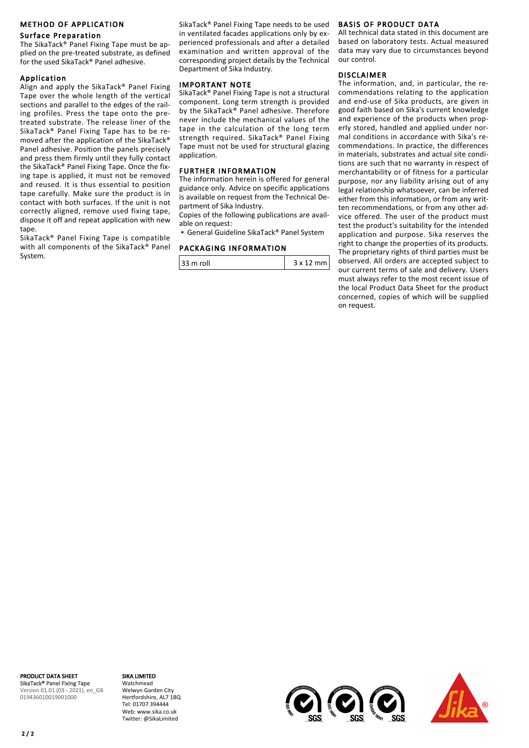## METHOD OF APPLICATION

### Surface Preparation

The SikaTack® Panel Fixing Tape must be applied on the pre-treated substrate, as defined for the used SikaTack® Panel adhesive.

### Application

Align and apply the SikaTack® Panel Fixing Tape over the whole length of the vertical sections and parallel to the edges of the railing profiles. Press the tape onto the pre-treated substrate. The release liner of the SikaTack® Panel Fixing Tape has to be removed after the application of the SikaTack® Panel adhesive. Position the panels precisely and press them firmly until they fully contact the SikaTack® Panel Fixing Tape. Once the fixing tape is applied, it must not be removed and reused. It is thus essential to position tape carefully. Make sure the product is in contact with both surfaces. If the unit is not correctly aligned, remove used fixing tape, dispose it off and repeat application with new tape.

SikaTack® Panel Fixing Tape is compatible with all components of the SikaTack® Panel System.

SikaTack® Panel Fixing Tape needs to be used in ventilated facades applications only by experienced professionals and after a detailed examination and written approval of the corresponding project details by the Technical Department of Sika Industry.

## IMPORTANT NOTE

SikaTack® Panel Fixing Tape is not a structural component. Long term strength is provided by the SikaTack® Panel adhesive. Therefore never include the mechanical values of the tape in the calculation of the long term strength required. SikaTack® Panel Fixing Tape must not be used for structural glazing application.

## FURTHER INFORMATION

The information herein is offered for general guidance only. Advice on specific applications is available on request from the Technical Department of Sika Industry.

Copies of the following publications are available on request:

- General Guideline SikaTack® Panel System

## PACKAGING INFORMATION

| | |
|---|---|
| 33 m roll | 3 x 12 mm |

## BASIS OF PRODUCT DATA

All technical data stated in this document are based on laboratory tests. Actual measured data may vary due to circumstances beyond our control.

## DISCLAIMER

The information, and, in particular, the recommendations relating to the application and end-use of Sika products, are given in good faith based on Sika's current knowledge and experience of the products when properly stored, handled and applied under normal conditions in accordance with Sika's recommendations. In practice, the differences in materials, substrates and actual site conditions are such that no warranty in respect of merchantability or of fitness for a particular purpose, nor any liability arising out of any legal relationship whatsoever, can be inferred either from this information, or from any written recommendations, or from any other advice offered. The user of the product must test the product's suitability for the intended application and purpose. Sika reserves the right to change the properties of its products. The proprietary rights of third parties must be observed. All orders are accepted subject to our current terms of sale and delivery. Users must always refer to the most recent issue of the local Product Data Sheet for the product concerned, copies of which will be supplied on request.

**PRODUCT DATA SHEET**
**SikaTack® Panel Fixing Tape**
Version 01.01 (03 - 2021), en_GB
019436010019001000

**SIKA LIMITED**
Watchmead
Welwyn Garden City
Hertfordshire, AL7 1BQ
Tel: 01707 394444
Web: www.sika.co.uk
Twitter: @SikaLimited